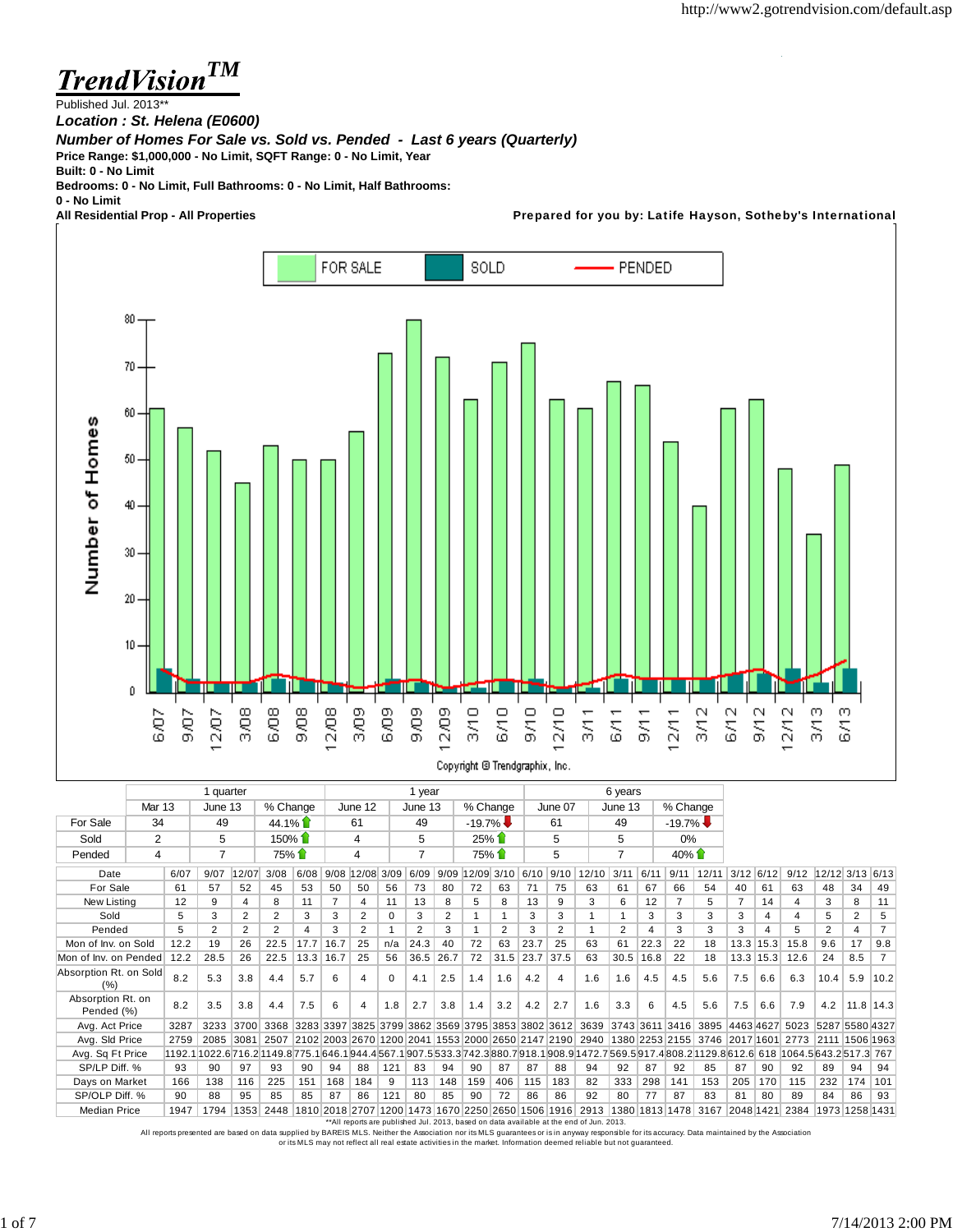# TrendVision™

Published Jul. 2013**

***Location : St. Helena (E0600)***

***Number of Homes For Sale vs. Sold vs. Pended - Last 6 years (Quarterly)***

**Price Range: $1,000,000 - No Limit, SQFT Range: 0 - No Limit, Year Built: 0 - No Limit**

**Bedrooms: 0 - No Limit, Full Bathrooms: 0 - No Limit, Half Bathrooms: 0 - No Limit**

**All Residential Prop - All Properties**

**Prepared for you by: Latife Hayson, Sotheby's International**

Copyright © Trendgraphix, Inc.

| | 1 quarter | | | 1 year | | | 6 years | | |
|---|---|---|---|---|---|---|---|---|---|
| | Mar 13 | June 13 | % Change | June 12 | June 13 | % Change | June 07 | June 13 | % Change |
| For Sale | 34 | 49 | 44.1% ↑ | 61 | 49 | -19.7% ↓ | 61 | 49 | -19.7% ↓ |
| Sold | 2 | 5 | 150% ↑ | 4 | 5 | 25% ↑ | 5 | 5 | 0% |
| Pended | 4 | 7 | 75% ↑ | 4 | 7 | 75% ↑ | 5 | 7 | 40% ↑ |

| Date | 6/07 | 9/07 | 12/07 | 3/08 | 6/08 | 9/08 | 12/08 | 3/09 | 6/09 | 9/09 | 12/09 | 3/10 | 6/10 | 9/10 | 12/10 | 3/11 | 6/11 | 9/11 | 12/11 | 3/12 | 6/12 | 9/12 | 12/12 | 3/13 | 6/13 |
|---|---|---|---|---|---|---|---|---|---|---|---|---|---|---|---|---|---|---|---|---|---|---|---|---|---|
| For Sale | 61 | 57 | 52 | 45 | 53 | 50 | 50 | 56 | 73 | 80 | 72 | 63 | 71 | 75 | 63 | 61 | 67 | 66 | 54 | 40 | 61 | 63 | 48 | 34 | 49 |
| New Listing | 12 | 9 | 4 | 8 | 11 | 7 | 4 | 11 | 13 | 8 | 5 | 8 | 13 | 9 | 3 | 6 | 12 | 7 | 5 | 7 | 14 | 4 | 3 | 8 | 11 |
| Sold | 5 | 3 | 2 | 2 | 3 | 3 | 2 | 0 | 3 | 2 | 1 | 1 | 3 | 3 | 1 | 1 | 3 | 3 | 3 | 3 | 4 | 4 | 5 | 2 | 5 |
| Pended | 5 | 2 | 2 | 2 | 4 | 3 | 2 | 1 | 2 | 3 | 1 | 2 | 3 | 2 | 1 | 2 | 4 | 3 | 3 | 3 | 4 | 5 | 2 | 4 | 7 |
| Mon of Inv. on Sold | 12.2 | 19 | 26 | 22.5 | 17.7 | 16.7 | 25 | n/a | 24.3 | 40 | 72 | 63 | 23.7 | 25 | 63 | 61 | 22.3 | 22 | 18 | 13.3 | 15.3 | 15.8 | 9.6 | 17 | 9.8 |
| Mon of Inv. on Pended | 12.2 | 28.5 | 26 | 22.5 | 13.3 | 16.7 | 25 | 56 | 36.5 | 26.7 | 72 | 31.5 | 23.7 | 37.5 | 63 | 30.5 | 16.8 | 22 | 18 | 13.3 | 15.3 | 12.6 | 24 | 8.5 | 7 |
| Absorption Rt. on Sold (%) | 8.2 | 5.3 | 3.8 | 4.4 | 5.7 | 6 | 4 | 0 | 4.1 | 2.5 | 1.4 | 1.6 | 4.2 | 4 | 1.6 | 1.6 | 4.5 | 4.5 | 5.6 | 7.5 | 6.6 | 6.3 | 10.4 | 5.9 | 10.2 |
| Absorption Rt. on Pended (%) | 8.2 | 3.5 | 3.8 | 4.4 | 7.5 | 6 | 4 | 1.8 | 2.7 | 3.8 | 1.4 | 3.2 | 4.2 | 2.7 | 1.6 | 3.3 | 6 | 4.5 | 5.6 | 7.5 | 6.6 | 7.9 | 4.2 | 11.8 | 14.3 |
| Avg. Act Price | 3287 | 3233 | 3700 | 3368 | 3283 | 3397 | 3825 | 3799 | 3862 | 3569 | 3795 | 3853 | 3802 | 3612 | 3639 | 3743 | 3611 | 3416 | 3895 | 4463 | 4627 | 5023 | 5287 | 5580 | 4327 |
| Avg. Sld Price | 2759 | 2085 | 3081 | 2507 | 2102 | 2003 | 2670 | 1200 | 2041 | 1553 | 2000 | 2650 | 2147 | 2190 | 2940 | 1380 | 2253 | 2155 | 3746 | 2017 | 1601 | 2773 | 2111 | 1506 | 1963 |
| Avg. Sq Ft Price | 1192.1 | 1022.6 | 716.2 | 1149.8 | 775.1 | 646.1 | 944.4 | 567.1 | 907.5 | 533.3 | 742.3 | 880.7 | 918.1 | 908.9 | 1472.7 | 569.5 | 917.4 | 808.2 | 1129.8 | 612.6 | 618 | 1064.5 | 643.2 | 517.3 | 767 |
| SP/LP Diff. % | 93 | 90 | 97 | 93 | 90 | 94 | 88 | 121 | 83 | 94 | 90 | 87 | 87 | 88 | 94 | 92 | 87 | 92 | 85 | 87 | 90 | 92 | 89 | 94 | 94 |
| Days on Market | 166 | 138 | 116 | 225 | 151 | 168 | 184 | 9 | 113 | 148 | 159 | 406 | 115 | 183 | 82 | 333 | 298 | 141 | 153 | 205 | 170 | 115 | 232 | 174 | 101 |
| SP/OLP Diff. % | 90 | 88 | 95 | 85 | 85 | 87 | 86 | 121 | 80 | 85 | 90 | 72 | 86 | 86 | 92 | 80 | 77 | 87 | 83 | 81 | 80 | 89 | 84 | 86 | 93 |
| Median Price | 1947 | 1794 | 1353 | 2448 | 1810 | 2018 | 2707 | 1200 | 1473 | 1670 | 2250 | 2650 | 1506 | 1916 | 2913 | 1380 | 1813 | 1478 | 3167 | 2048 | 1421 | 2384 | 1973 | 1258 | 1431 |

**All reports are published Jul. 2013, based on data available at the end of Jun. 2013.

All reports presented are based on data supplied by BAREIS MLS. Neither the Association nor its MLS guarantees or is in anyway responsible for its accuracy. Data maintained by the Association or its MLS may not reflect all real estate activities in the market. Information deemed reliable but not guaranteed.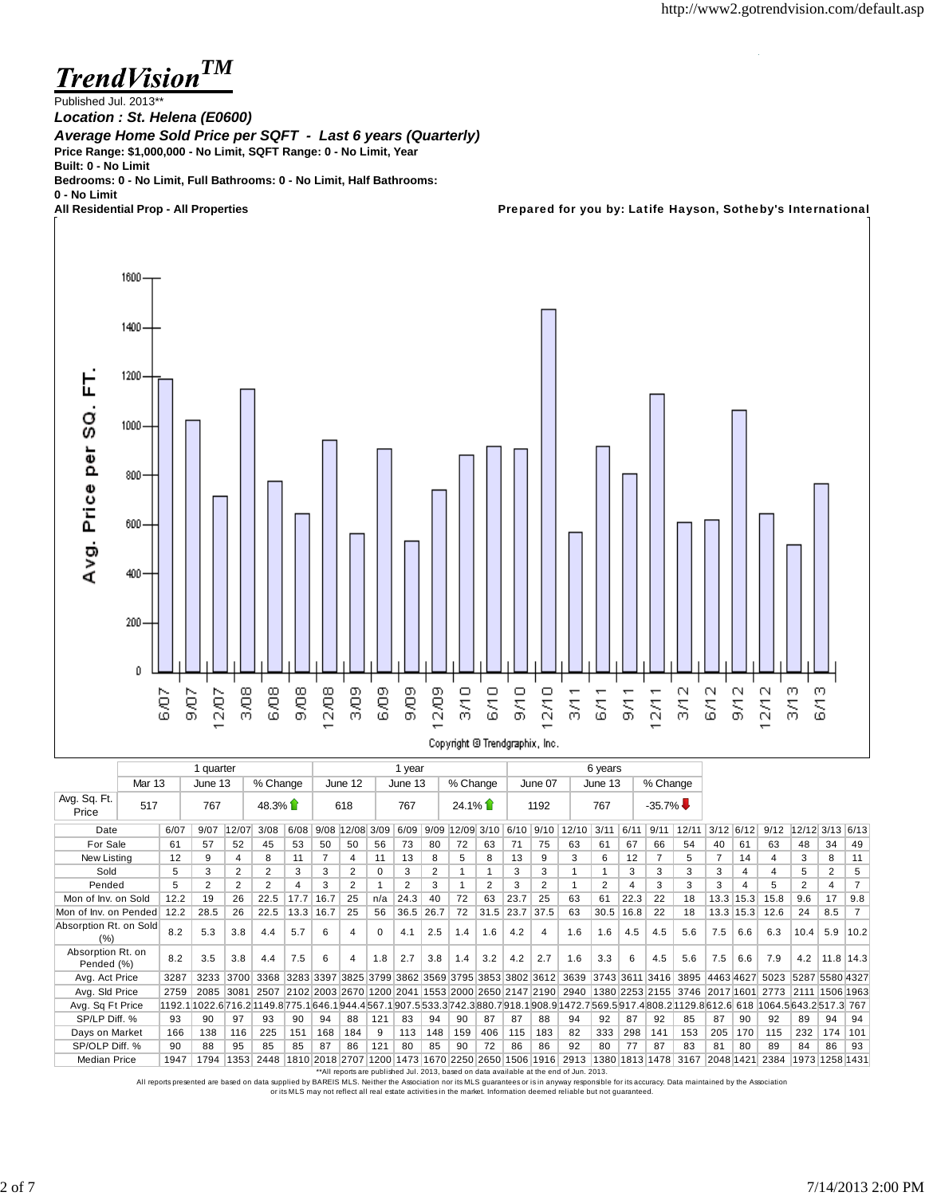http://www2.gotrendvision.com/default.asp

# TrendVision™

Published Jul. 2013**

***Location : St. Helena (E0600)***

***Average Home Sold Price per SQFT - Last 6 years (Quarterly)***

**Price Range: $1,000,000 - No Limit, SQFT Range: 0 - No Limit, Year Built: 0 - No Limit**

**Bedrooms: 0 - No Limit, Full Bathrooms: 0 - No Limit, Half Bathrooms: 0 - No Limit**

**All Residential Prop - All Properties**

**Prepared for you by: Latife Hayson, Sotheby's International**

Copyright © Trendgraphix, Inc.

| | 1 quarter | | | 1 year | | | 6 years | | |
|---|---|---|---|---|---|---|---|---|---|
| | Mar 13 | June 13 | % Change | June 12 | June 13 | % Change | June 07 | June 13 | % Change |
| Avg. Sq. Ft. Price | 517 | 767 | 48.3% ↑ | 618 | 767 | 24.1% ↑ | 1192 | 767 | -35.7% ↓ |

| Date | 6/07 | 9/07 | 12/07 | 3/08 | 6/08 | 9/08 | 12/08 | 3/09 | 6/09 | 9/09 | 12/09 | 3/10 | 6/10 | 9/10 | 12/10 | 3/11 | 6/11 | 9/11 | 12/11 | 3/12 | 6/12 | 9/12 | 12/12 | 3/13 | 6/13 |
|---|---|---|---|---|---|---|---|---|---|---|---|---|---|---|---|---|---|---|---|---|---|---|---|---|---|
| For Sale | 61 | 57 | 52 | 45 | 53 | 50 | 50 | 56 | 73 | 80 | 72 | 63 | 71 | 75 | 63 | 61 | 67 | 66 | 54 | 40 | 61 | 63 | 48 | 34 | 49 |
| New Listing | 12 | 9 | 4 | 8 | 11 | 7 | 4 | 11 | 13 | 8 | 5 | 8 | 13 | 9 | 3 | 6 | 12 | 7 | 5 | 7 | 14 | 4 | 3 | 8 | 11 |
| Sold | 5 | 3 | 2 | 2 | 3 | 3 | 2 | 0 | 3 | 2 | 1 | 1 | 3 | 3 | 1 | 1 | 3 | 3 | 3 | 3 | 4 | 4 | 5 | 2 | 5 |
| Pended | 5 | 2 | 2 | 2 | 4 | 3 | 2 | 1 | 2 | 3 | 1 | 2 | 3 | 2 | 1 | 2 | 4 | 3 | 3 | 3 | 4 | 5 | 2 | 4 | 7 |
| Mon of Inv. on Sold | 12.2 | 19 | 26 | 22.5 | 17.7 | 16.7 | 25 | n/a | 24.3 | 40 | 72 | 63 | 23.7 | 25 | 63 | 61 | 22.3 | 22 | 18 | 13.3 | 15.3 | 15.8 | 9.6 | 17 | 9.8 |
| Mon of Inv. on Pended | 12.2 | 28.5 | 26 | 22.5 | 13.3 | 16.7 | 25 | 56 | 36.5 | 26.7 | 72 | 31.5 | 23.7 | 37.5 | 63 | 30.5 | 16.8 | 22 | 18 | 13.3 | 15.3 | 12.6 | 24 | 8.5 | 7 |
| Absorption Rt. on Sold (%) | 8.2 | 5.3 | 3.8 | 4.4 | 5.7 | 6 | 4 | 0 | 4.1 | 2.5 | 1.4 | 1.6 | 4.2 | 4 | 1.6 | 1.6 | 4.5 | 4.5 | 5.6 | 7.5 | 6.6 | 6.3 | 10.4 | 5.9 | 10.2 |
| Absorption Rt. on Pended (%) | 8.2 | 3.5 | 3.8 | 4.4 | 7.5 | 6 | 4 | 1.8 | 2.7 | 3.8 | 1.4 | 3.2 | 4.2 | 2.7 | 1.6 | 3.3 | 6 | 4.5 | 5.6 | 7.5 | 6.6 | 7.9 | 4.2 | 11.8 | 14.3 |
| Avg. Act Price | 3287 | 3233 | 3700 | 3368 | 3283 | 3397 | 3825 | 3799 | 3862 | 3569 | 3795 | 3853 | 3802 | 3612 | 3639 | 3743 | 3611 | 3416 | 3895 | 4463 | 4627 | 5023 | 5287 | 5580 | 4327 |
| Avg. Sld Price | 2759 | 2085 | 3081 | 2507 | 2102 | 2003 | 2670 | 1200 | 2041 | 1553 | 2000 | 2650 | 2147 | 2190 | 2940 | 1380 | 2253 | 2155 | 3746 | 2017 | 1601 | 2773 | 2111 | 1506 | 1963 |
| Avg. Sq Ft Price | 1192.1 | 1022.6 | 716.2 | 1149.8 | 775.1 | 646.1 | 944.4 | 567.1 | 907.5 | 533.3 | 742.3 | 880.7 | 918.1 | 908.9 | 1472.7 | 569.5 | 917.4 | 808.2 | 1129.8 | 612.6 | 618 | 1064.5 | 643.2 | 517.3 | 767 |
| SP/LP Diff. % | 93 | 90 | 97 | 93 | 90 | 94 | 88 | 121 | 83 | 94 | 90 | 87 | 87 | 88 | 94 | 92 | 87 | 92 | 85 | 87 | 90 | 92 | 89 | 94 | 94 |
| Days on Market | 166 | 138 | 116 | 225 | 151 | 168 | 184 | 9 | 113 | 148 | 159 | 406 | 115 | 183 | 82 | 333 | 298 | 141 | 153 | 205 | 170 | 115 | 232 | 174 | 101 |
| SP/OLP Diff. % | 90 | 88 | 95 | 85 | 85 | 87 | 86 | 121 | 80 | 85 | 90 | 72 | 86 | 86 | 92 | 80 | 77 | 87 | 83 | 81 | 80 | 89 | 84 | 86 | 93 |
| Median Price | 1947 | 1794 | 1353 | 2448 | 1810 | 2018 | 2707 | 1200 | 1473 | 1670 | 2250 | 2650 | 1506 | 1916 | 2913 | 1380 | 1813 | 1478 | 3167 | 2048 | 1421 | 2384 | 1973 | 1258 | 1431 |

**All reports are published Jul. 2013, based on data available at the end of Jun. 2013.

All reports presented are based on data supplied by BAREIS MLS. Neither the Association nor its MLS guarantees or is in anyway responsible for its accuracy. Data maintained by the Association or its MLS may not reflect all real estate activities in the market. Information deemed reliable but not guaranteed.

7/14/2013 2:00 PM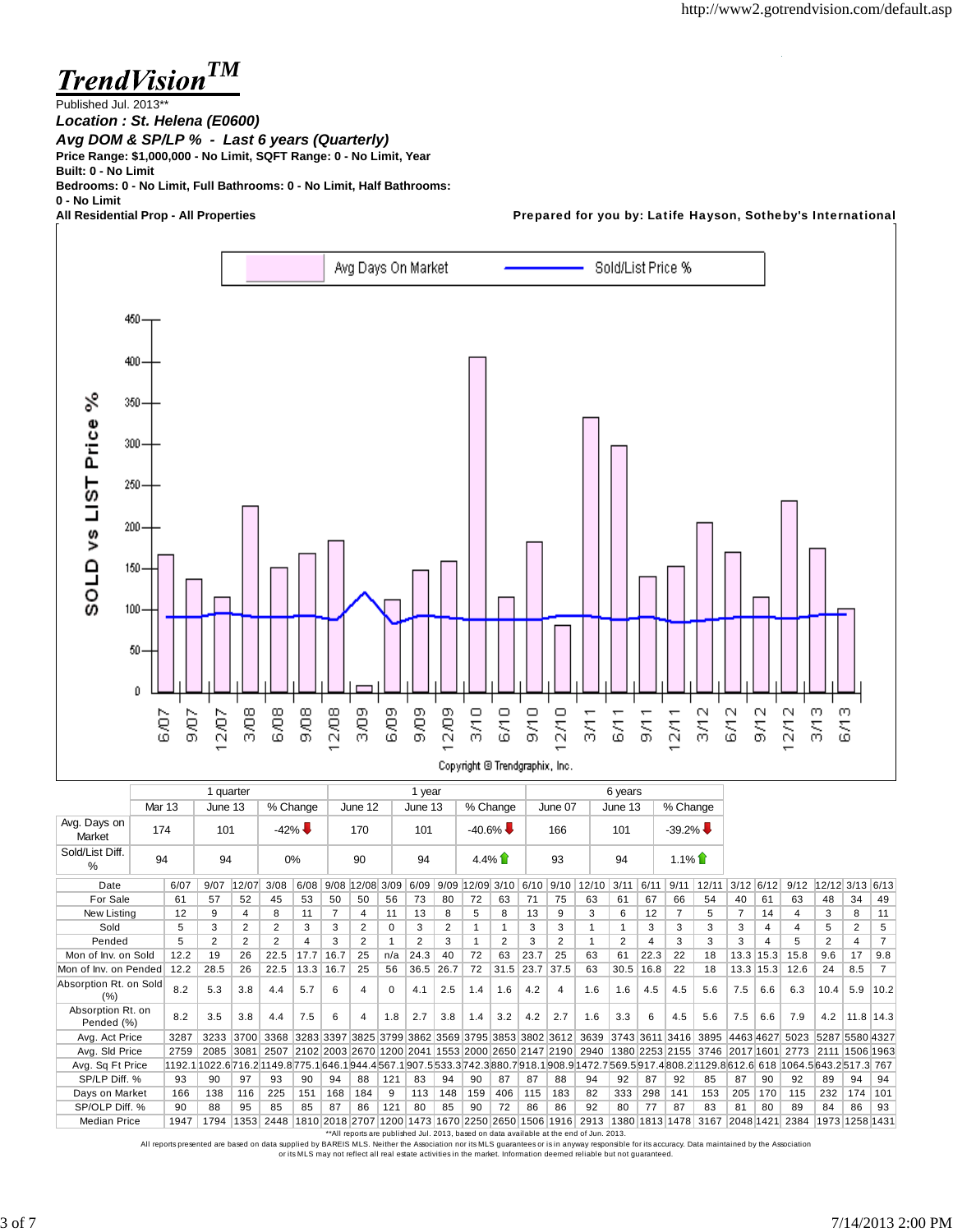# TrendVision™

Published Jul. 2013**

***Location : St. Helena (E0600)***

***Avg DOM & SP/LP % - Last 6 years (Quarterly)***

**Price Range: $1,000,000 - No Limit, SQFT Range: 0 - No Limit, Year Built: 0 - No Limit**

**Bedrooms: 0 - No Limit, Full Bathrooms: 0 - No Limit, Half Bathrooms: 0 - No Limit**

**All Residential Prop - All Properties**

**Prepared for you by: Latife Hayson, Sotheby's International**

Avg Days On Market — Sold/List Price %

SOLD vs LIST Price %

Copyright © Trendgraphix, Inc.

| | 1 quarter | | | 1 year | | | 6 years | | |
|---|---|---|---|---|---|---|---|---|---|
| | Mar 13 | June 13 | % Change | June 12 | June 13 | % Change | June 07 | June 13 | % Change |
| Avg. Days on Market | 174 | 101 | -42% ↓ | 170 | 101 | -40.6% ↓ | 166 | 101 | -39.2% ↓ |
| Sold/List Diff. % | 94 | 94 | 0% | 90 | 94 | 4.4% ↑ | 93 | 94 | 1.1% ↑ |

| Date | 6/07 | 9/07 | 12/07 | 3/08 | 6/08 | 9/08 | 12/08 | 3/09 | 6/09 | 9/09 | 12/09 | 3/10 | 6/10 | 9/10 | 12/10 | 3/11 | 6/11 | 9/11 | 12/11 | 3/12 | 6/12 | 9/12 | 12/12 | 3/13 | 6/13 |
|---|---|---|---|---|---|---|---|---|---|---|---|---|---|---|---|---|---|---|---|---|---|---|---|---|---|
| For Sale | 61 | 57 | 52 | 45 | 53 | 50 | 50 | 56 | 73 | 80 | 72 | 63 | 71 | 75 | 63 | 61 | 67 | 66 | 54 | 40 | 61 | 63 | 48 | 34 | 49 |
| New Listing | 12 | 9 | 4 | 8 | 11 | 7 | 4 | 11 | 13 | 8 | 5 | 8 | 13 | 9 | 3 | 6 | 12 | 7 | 5 | 7 | 14 | 4 | 3 | 8 | 11 |
| Sold | 5 | 3 | 2 | 2 | 3 | 3 | 2 | 0 | 3 | 2 | 1 | 1 | 3 | 3 | 1 | 1 | 3 | 3 | 3 | 3 | 4 | 4 | 5 | 2 | 5 |
| Pended | 5 | 2 | 2 | 2 | 4 | 3 | 2 | 1 | 2 | 3 | 1 | 2 | 3 | 2 | 1 | 2 | 4 | 3 | 3 | 3 | 4 | 5 | 2 | 4 | 7 |
| Mon of Inv. on Sold | 12.2 | 19 | 26 | 22.5 | 17.7 | 16.7 | 25 | n/a | 24.3 | 40 | 72 | 63 | 23.7 | 25 | 63 | 61 | 22.3 | 22 | 18 | 13.3 | 15.3 | 15.8 | 9.6 | 17 | 9.8 |
| Mon of Inv. on Pended | 12.2 | 28.5 | 26 | 22.5 | 13.3 | 16.7 | 25 | 56 | 36.5 | 26.7 | 72 | 31.5 | 23.7 | 37.5 | 63 | 30.5 | 16.8 | 22 | 18 | 13.3 | 15.3 | 12.6 | 24 | 8.5 | 7 |
| Absorption Rt. on Sold (%) | 8.2 | 5.3 | 3.8 | 4.4 | 5.7 | 6 | 4 | 0 | 4.1 | 2.5 | 1.4 | 1.6 | 4.2 | 4 | 1.6 | 1.6 | 4.5 | 4.5 | 5.6 | 7.5 | 6.6 | 6.3 | 10.4 | 5.9 | 10.2 |
| Absorption Rt. on Pended (%) | 8.2 | 3.5 | 3.8 | 4.4 | 7.5 | 6 | 4 | 1.8 | 2.7 | 3.8 | 1.4 | 3.2 | 4.2 | 2.7 | 1.6 | 3.3 | 6 | 4.5 | 5.6 | 7.5 | 6.6 | 7.9 | 4.2 | 11.8 | 14.3 |
| Avg. Act Price | 3287 | 3233 | 3700 | 3368 | 3283 | 3397 | 3825 | 3799 | 3862 | 3569 | 3795 | 3853 | 3802 | 3612 | 3639 | 3743 | 3611 | 3416 | 3895 | 4463 | 4627 | 5023 | 5287 | 5580 | 4327 |
| Avg. Sld Price | 2759 | 2085 | 3081 | 2507 | 2102 | 2003 | 2670 | 1200 | 2041 | 1553 | 2000 | 2650 | 2147 | 2190 | 2940 | 1380 | 2253 | 2155 | 3746 | 2017 | 1601 | 2773 | 2111 | 1506 | 1963 |
| Avg. Sq Ft Price | 1192.1 | 1022.6 | 716.2 | 1149.8 | 775.1 | 646.1 | 944.4 | 567.1 | 907.5 | 533.3 | 742.3 | 880.7 | 918.1 | 908.9 | 1472.7 | 569.5 | 917.4 | 808.2 | 1129.8 | 612.6 | 618 | 1064.5 | 643.2 | 517.3 | 767 |
| SP/LP Diff. % | 93 | 90 | 97 | 93 | 90 | 94 | 88 | 121 | 83 | 94 | 90 | 87 | 87 | 88 | 94 | 92 | 87 | 92 | 85 | 87 | 90 | 92 | 89 | 94 | 94 |
| Days on Market | 166 | 138 | 116 | 225 | 151 | 168 | 184 | 9 | 113 | 148 | 159 | 406 | 115 | 183 | 82 | 333 | 298 | 141 | 153 | 205 | 170 | 115 | 232 | 174 | 101 |
| SP/OLP Diff. % | 90 | 88 | 95 | 85 | 85 | 87 | 86 | 121 | 80 | 85 | 90 | 72 | 86 | 86 | 92 | 80 | 77 | 87 | 83 | 81 | 80 | 89 | 84 | 86 | 93 |
| Median Price | 1947 | 1794 | 1353 | 2448 | 1810 | 2018 | 2707 | 1200 | 1473 | 1670 | 2250 | 2650 | 1506 | 1916 | 2913 | 1380 | 1813 | 1478 | 3167 | 2048 | 1421 | 2384 | 1973 | 1258 | 1431 |

**All reports are published Jul. 2013, based on data available at the end of Jun. 2013.

All reports presented are based on data supplied by BAREIS MLS. Neither the Association nor its MLS guarantees or is in anyway responsible for its accuracy. Data maintained by the Association or its MLS may not reflect all real estate activities in the market. Information deemed reliable but not guaranteed.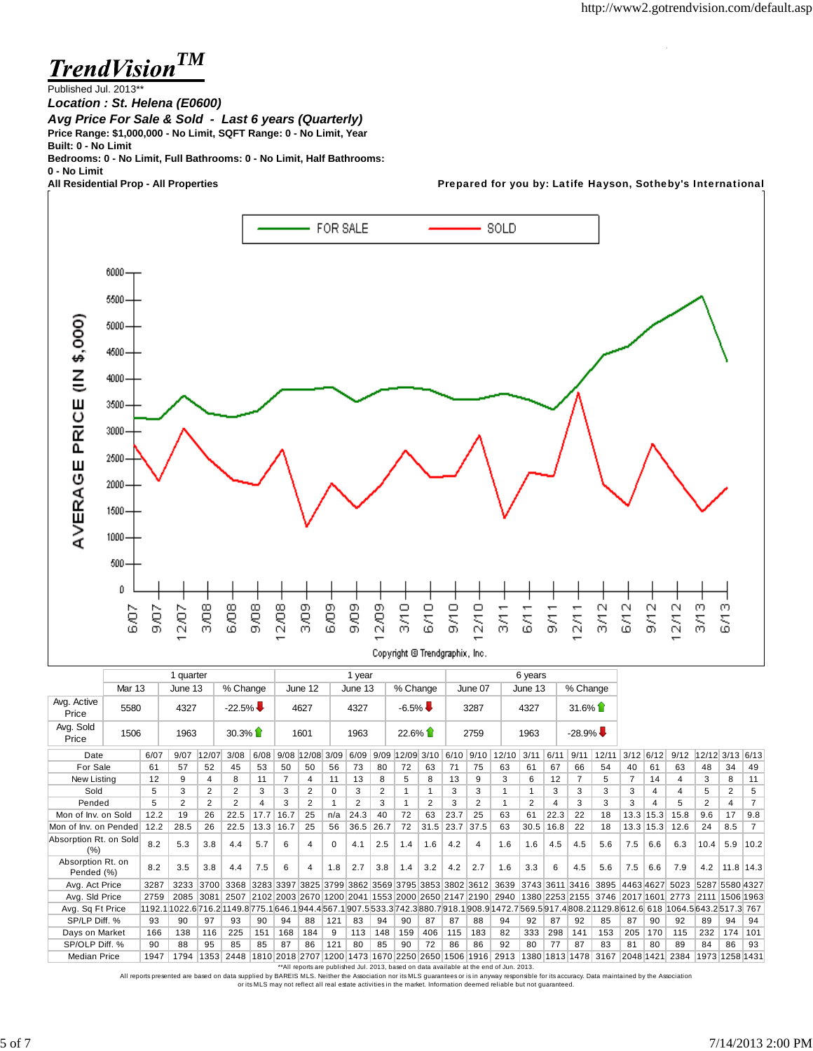# TrendVision™

Published Jul. 2013**

***Location : St. Helena (E0600)***

***Avg Price For Sale & Sold - Last 6 years (Quarterly)***

**Price Range: $1,000,000 - No Limit, SQFT Range: 0 - No Limit, Year Built: 0 - No Limit**

**Bedrooms: 0 - No Limit, Full Bathrooms: 0 - No Limit, Half Bathrooms: 0 - No Limit**

**All Residential Prop - All Properties**

**Prepared for you by: Latife Hayson, Sotheby's International**

FOR SALE — SOLD

AVERAGE PRICE (IN $,000)

Copyright © Trendgraphix, Inc.

| | 1 quarter | | | 1 year | | | 6 years | | |
|---|---|---|---|---|---|---|---|---|---|
| | Mar 13 | June 13 | % Change | June 12 | June 13 | % Change | June 07 | June 13 | % Change |
| Avg. Active Price | 5580 | 4327 | -22.5% | 4627 | 4327 | -6.5% | 3287 | 4327 | 31.6% |
| Avg. Sold Price | 1506 | 1963 | 30.3% | 1601 | 1963 | 22.6% | 2759 | 1963 | -28.9% |

| Date | 6/07 | 9/07 | 12/07 | 3/08 | 6/08 | 9/08 | 12/08 | 3/09 | 6/09 | 9/09 | 12/09 | 3/10 | 6/10 | 9/10 | 12/10 | 3/11 | 6/11 | 9/11 | 12/11 | 3/12 | 6/12 | 9/12 | 12/12 | 3/13 | 6/13 |
|---|---|---|---|---|---|---|---|---|---|---|---|---|---|---|---|---|---|---|---|---|---|---|---|---|---|
| For Sale | 61 | 57 | 52 | 45 | 53 | 50 | 50 | 56 | 73 | 80 | 72 | 63 | 71 | 75 | 63 | 61 | 67 | 66 | 54 | 40 | 61 | 63 | 48 | 34 | 49 |
| New Listing | 12 | 9 | 4 | 8 | 11 | 7 | 4 | 11 | 13 | 8 | 5 | 8 | 13 | 9 | 3 | 6 | 12 | 7 | 5 | 7 | 14 | 4 | 3 | 8 | 11 |
| Sold | 5 | 3 | 2 | 2 | 3 | 3 | 2 | 0 | 3 | 2 | 1 | 1 | 3 | 3 | 1 | 1 | 3 | 3 | 3 | 3 | 4 | 4 | 5 | 2 | 5 |
| Pended | 5 | 2 | 2 | 2 | 4 | 3 | 2 | 1 | 2 | 3 | 1 | 2 | 3 | 2 | 1 | 2 | 4 | 3 | 3 | 3 | 4 | 5 | 2 | 4 | 7 |
| Mon of Inv. on Sold | 12.2 | 19 | 26 | 22.5 | 17.7 | 16.7 | 25 | n/a | 24.3 | 40 | 72 | 63 | 23.7 | 25 | 63 | 61 | 22.3 | 22 | 18 | 13.3 | 15.3 | 15.8 | 9.6 | 17 | 9.8 |
| Mon of Inv. on Pended | 12.2 | 28.5 | 26 | 22.5 | 13.3 | 16.7 | 25 | 56 | 36.5 | 26.7 | 72 | 31.5 | 23.7 | 37.5 | 63 | 30.5 | 16.8 | 22 | 18 | 13.3 | 15.3 | 12.6 | 24 | 8.5 | 7 |
| Absorption Rt. on Sold (%) | 8.2 | 5.3 | 3.8 | 4.4 | 5.7 | 6 | 4 | 0 | 4.1 | 2.5 | 1.4 | 1.6 | 4.2 | 4 | 1.6 | 1.6 | 4.5 | 4.5 | 5.6 | 7.5 | 6.6 | 6.3 | 10.4 | 5.9 | 10.2 |
| Absorption Rt. on Pended (%) | 8.2 | 3.5 | 3.8 | 4.4 | 7.5 | 6 | 4 | 1.8 | 2.7 | 3.8 | 1.4 | 3.2 | 4.2 | 2.7 | 1.6 | 3.3 | 6 | 4.5 | 5.6 | 7.5 | 6.6 | 7.9 | 4.2 | 11.8 | 14.3 |
| Avg. Act Price | 3287 | 3233 | 3700 | 3368 | 3283 | 3397 | 3825 | 3799 | 3862 | 3569 | 3795 | 3853 | 3802 | 3612 | 3639 | 3743 | 3611 | 3416 | 3895 | 4463 | 4627 | 5023 | 5287 | 5580 | 4327 |
| Avg. Sld Price | 2759 | 2085 | 3081 | 2507 | 2102 | 2003 | 2670 | 1200 | 2041 | 1553 | 2000 | 2650 | 2147 | 2190 | 2940 | 1380 | 2253 | 2155 | 3746 | 2017 | 1601 | 2773 | 2111 | 1506 | 1963 |
| Avg. Sq Ft Price | 1192.1 | 1022.6 | 716.2 | 1149.8 | 775.1 | 646.1 | 944.4 | 567.1 | 907.5 | 533.3 | 742.3 | 880.7 | 918.1 | 908.9 | 1472.7 | 569.5 | 917.4 | 808.2 | 1129.8 | 612.6 | 618 | 1064.5 | 643.2 | 517.3 | 767 |
| SP/LP Diff. % | 93 | 90 | 97 | 93 | 90 | 94 | 88 | 121 | 83 | 94 | 90 | 87 | 87 | 88 | 94 | 92 | 87 | 92 | 85 | 87 | 90 | 92 | 89 | 94 | 94 |
| Days on Market | 166 | 138 | 116 | 225 | 151 | 168 | 184 | 9 | 113 | 148 | 159 | 406 | 115 | 183 | 82 | 333 | 298 | 141 | 153 | 205 | 170 | 115 | 232 | 174 | 101 |
| SP/OLP Diff. % | 90 | 88 | 95 | 85 | 85 | 87 | 86 | 121 | 80 | 85 | 90 | 72 | 86 | 86 | 92 | 80 | 77 | 87 | 83 | 81 | 80 | 89 | 84 | 86 | 93 |
| Median Price | 1947 | 1794 | 1353 | 2448 | 1810 | 2018 | 2707 | 1200 | 1473 | 1670 | 2250 | 2650 | 1506 | 1916 | 2913 | 1380 | 1813 | 1478 | 3167 | 2048 | 1421 | 2384 | 1973 | 1258 | 1431 |

**All reports are published Jul. 2013, based on data available at the end of Jun. 2013.

All reports presented are based on data supplied by BAREIS MLS. Neither the Association nor its MLS guarantees or is in anyway responsible for its accuracy. Data maintained by the Association or its MLS may not reflect all real estate activities in the market. Information deemed reliable but not guaranteed.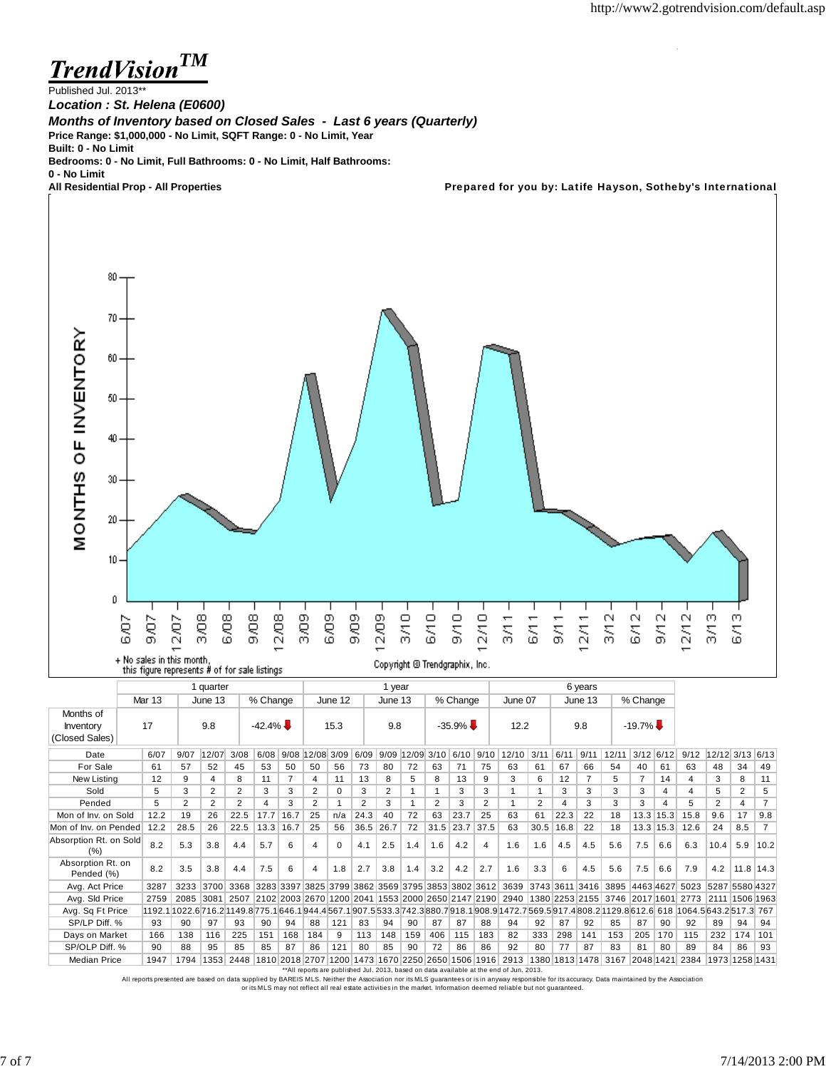# *TrendVision™*

Published Jul. 2013**

***Location : St. Helena (E0600)***

***Months of Inventory based on Closed Sales - Last 6 years (Quarterly)***

**Price Range: $1,000,000 - No Limit, SQFT Range: 0 - No Limit, Year Built: 0 - No Limit**

**Bedrooms: 0 - No Limit, Full Bathrooms: 0 - No Limit, Half Bathrooms: 0 - No Limit**

**All Residential Prop - All Properties**

**Prepared for you by: Latife Hayson, Sotheby's International**

MONTHS OF INVENTORY

80
70
60
50
40
30
20
10
0

6/07 9/07 12/07 3/08 6/08 9/08 12/08 3/09 6/09 9/09 12/09 3/10 6/10 9/10 12/10 3/11 6/11 9/11 12/11 3/12 6/12 9/12 12/12 3/13 6/13

+ No sales in this month, this figure represents # of for sale listings

Copyright © Trendgraphix, Inc.

| | 1 quarter | | | 1 year | | | 6 years | | |
|---|---|---|---|---|---|---|---|---|---|
| | Mar 13 | June 13 | % Change | June 12 | June 13 | % Change | June 07 | June 13 | % Change |
| Months of Inventory (Closed Sales) | 17 | 9.8 | -42.4% ↓ | 15.3 | 9.8 | -35.9% ↓ | 12.2 | 9.8 | -19.7% ↓ |

| Date | 6/07 | 9/07 | 12/07 | 3/08 | 6/08 | 9/08 | 12/08 | 3/09 | 6/09 | 9/09 | 12/09 | 3/10 | 6/10 | 9/10 | 12/10 | 3/11 | 6/11 | 9/11 | 12/11 | 3/12 | 6/12 | 9/12 | 12/12 | 3/13 | 6/13 |
|---|---|---|---|---|---|---|---|---|---|---|---|---|---|---|---|---|---|---|---|---|---|---|---|---|---|
| For Sale | 61 | 57 | 52 | 45 | 53 | 50 | 50 | 56 | 73 | 80 | 72 | 63 | 71 | 75 | 63 | 61 | 67 | 66 | 54 | 40 | 61 | 63 | 48 | 34 | 49 |
| New Listing | 12 | 9 | 4 | 8 | 11 | 7 | 4 | 11 | 13 | 8 | 5 | 8 | 13 | 9 | 3 | 6 | 12 | 7 | 5 | 7 | 14 | 4 | 3 | 8 | 11 |
| Sold | 5 | 3 | 2 | 2 | 3 | 3 | 2 | 0 | 3 | 2 | 1 | 1 | 3 | 3 | 1 | 1 | 3 | 3 | 3 | 3 | 4 | 4 | 5 | 2 | 5 |
| Pended | 5 | 2 | 2 | 2 | 4 | 3 | 2 | 1 | 2 | 3 | 1 | 2 | 3 | 2 | 1 | 2 | 4 | 3 | 3 | 3 | 4 | 5 | 2 | 4 | 7 |
| Mon of Inv. on Sold | 12.2 | 19 | 26 | 22.5 | 17.7 | 16.7 | 25 | n/a | 24.3 | 40 | 72 | 63 | 23.7 | 25 | 63 | 61 | 22.3 | 22 | 18 | 13.3 | 15.3 | 15.8 | 9.6 | 17 | 9.8 |
| Mon of Inv. on Pended | 12.2 | 28.5 | 26 | 22.5 | 13.3 | 16.7 | 25 | 56 | 36.5 | 26.7 | 72 | 31.5 | 23.7 | 37.5 | 63 | 30.5 | 16.8 | 22 | 18 | 13.3 | 15.3 | 12.6 | 24 | 8.5 | 7 |
| Absorption Rt. on Sold (%) | 8.2 | 5.3 | 3.8 | 4.4 | 5.7 | 6 | 4 | 0 | 4.1 | 2.5 | 1.4 | 1.6 | 4.2 | 4 | 1.6 | 1.6 | 4.5 | 4.5 | 5.6 | 7.5 | 6.6 | 6.3 | 10.4 | 5.9 | 10.2 |
| Absorption Rt. on Pended (%) | 8.2 | 3.5 | 3.8 | 4.4 | 7.5 | 6 | 4 | 1.8 | 2.7 | 3.8 | 1.4 | 3.2 | 4.2 | 2.7 | 1.6 | 3.3 | 6 | 4.5 | 5.6 | 7.5 | 6.6 | 7.9 | 4.2 | 11.8 | 14.3 |
| Avg. Act Price | 3287 | 3233 | 3700 | 3368 | 3283 | 3397 | 3825 | 3799 | 3862 | 3569 | 3795 | 3853 | 3802 | 3612 | 3639 | 3743 | 3611 | 3416 | 3895 | 4463 | 4627 | 5023 | 5287 | 5580 | 4327 |
| Avg. Sld Price | 2759 | 2085 | 3081 | 2507 | 2102 | 2003 | 2670 | 1200 | 2041 | 1553 | 2000 | 2650 | 2147 | 2190 | 2940 | 1380 | 2253 | 2155 | 3746 | 2017 | 1601 | 2773 | 2111 | 1506 | 1963 |
| Avg. Sq Ft Price | 1192.1 | 1022.6 | 716.2 | 1149.8 | 775.1 | 646.1 | 944.4 | 567.1 | 907.5 | 533.3 | 742.3 | 880.7 | 918.1 | 908.9 | 1472.7 | 569.5 | 917.4 | 808.2 | 1129.8 | 612.6 | 618 | 1064.5 | 643.2 | 517.3 | 767 |
| SP/LP Diff. % | 93 | 90 | 97 | 93 | 90 | 94 | 88 | 121 | 83 | 94 | 90 | 87 | 87 | 88 | 94 | 92 | 87 | 92 | 85 | 87 | 90 | 92 | 89 | 94 | 94 |
| Days on Market | 166 | 138 | 116 | 225 | 151 | 168 | 184 | 9 | 113 | 148 | 159 | 406 | 115 | 183 | 82 | 333 | 298 | 141 | 153 | 205 | 170 | 115 | 232 | 174 | 101 |
| SP/OLP Diff. % | 90 | 88 | 95 | 85 | 85 | 87 | 86 | 121 | 80 | 85 | 90 | 72 | 86 | 86 | 92 | 80 | 77 | 87 | 83 | 81 | 80 | 89 | 84 | 86 | 93 |
| Median Price | 1947 | 1794 | 1353 | 2448 | 1810 | 2018 | 2707 | 1200 | 1473 | 1670 | 2250 | 2650 | 1506 | 1916 | 2913 | 1380 | 1813 | 1478 | 3167 | 2048 | 1421 | 2384 | 1973 | 1258 | 1431 |

**All reports are published Jul. 2013, based on data available at the end of Jun. 2013.

All reports presented are based on data supplied by BAREIS MLS. Neither the Association nor its MLS guarantees or is in any way responsible for its accuracy. Data maintained by the Association or its MLS may not reflect all real estate activities in the market. Information deemed reliable but not guaranteed.